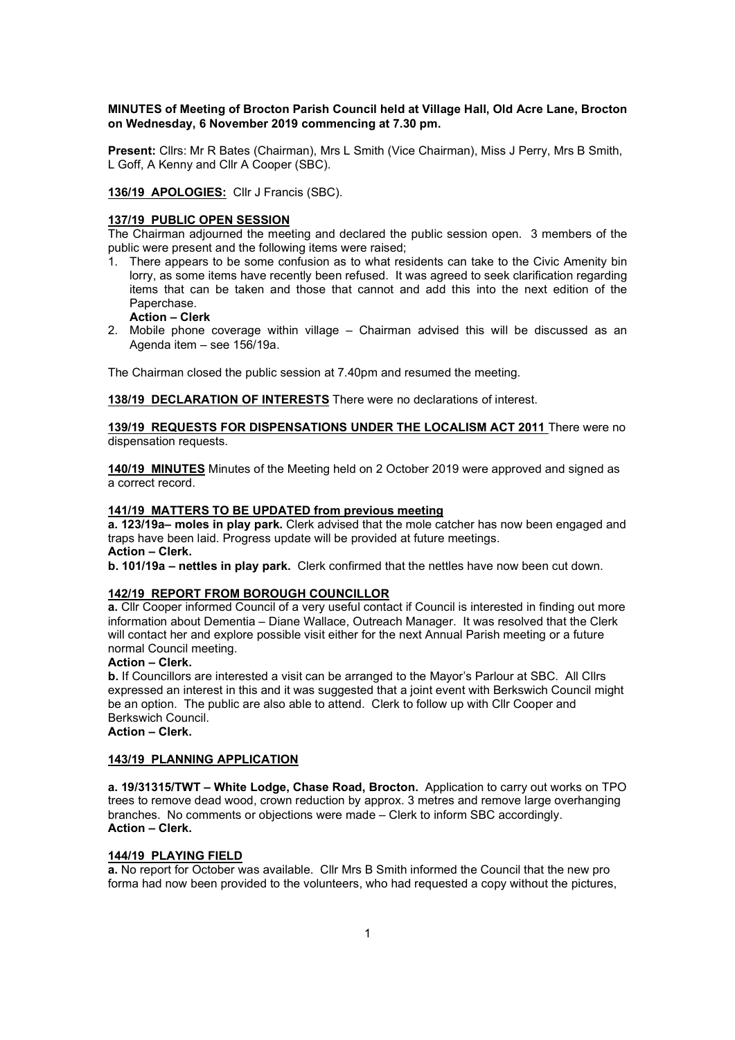**MINUTES of Meeting of Brocton Parish Council held at Village Hall, Old Acre Lane, Brocton on Wednesday, 6 November 2019 commencing at 7.30 pm.**

**Present:** Cllrs: Mr R Bates (Chairman), Mrs L Smith (Vice Chairman), Miss J Perry, Mrs B Smith, L Goff, A Kenny and Cllr A Cooper (SBC).

**136/19 APOLOGIES:** Cllr J Francis (SBC).

**137/19 PUBLIC OPEN SESSION**

The Chairman adjourned the meeting and declared the public session open. 3 members of the public were present and the following items were raised;

1. There appears to be some confusion as to what residents can take to the Civic Amenity bin lorry, as some items have recently been refused. It was agreed to seek clarification regarding items that can be taken and those that cannot and add this into the next edition of the Paperchase.
   **Action – Clerk**
2. Mobile phone coverage within village – Chairman advised this will be discussed as an Agenda item – see 156/19a.

The Chairman closed the public session at 7.40pm and resumed the meeting.

**138/19 DECLARATION OF INTERESTS** There were no declarations of interest.

**139/19 REQUESTS FOR DISPENSATIONS UNDER THE LOCALISM ACT 2011** There were no dispensation requests.

**140/19 MINUTES** Minutes of the Meeting held on 2 October 2019 were approved and signed as a correct record.

**141/19 MATTERS TO BE UPDATED from previous meeting**

**a. 123/19a– moles in play park.** Clerk advised that the mole catcher has now been engaged and traps have been laid. Progress update will be provided at future meetings.
**Action – Clerk.**

**b. 101/19a – nettles in play park.** Clerk confirmed that the nettles have now been cut down.

**142/19 REPORT FROM BOROUGH COUNCILLOR**

**a.** Cllr Cooper informed Council of a very useful contact if Council is interested in finding out more information about Dementia – Diane Wallace, Outreach Manager. It was resolved that the Clerk will contact her and explore possible visit either for the next Annual Parish meeting or a future normal Council meeting.
**Action – Clerk.**

**b.** If Councillors are interested a visit can be arranged to the Mayor's Parlour at SBC. All Cllrs expressed an interest in this and it was suggested that a joint event with Berkswich Council might be an option. The public are also able to attend. Clerk to follow up with Cllr Cooper and Berkswich Council.
**Action – Clerk.**

**143/19 PLANNING APPLICATION**

**a. 19/31315/TWT – White Lodge, Chase Road, Brocton.** Application to carry out works on TPO trees to remove dead wood, crown reduction by approx. 3 metres and remove large overhanging branches. No comments or objections were made – Clerk to inform SBC accordingly.
**Action – Clerk.**

**144/19 PLAYING FIELD**

**a.** No report for October was available. Cllr Mrs B Smith informed the Council that the new pro forma had now been provided to the volunteers, who had requested a copy without the pictures,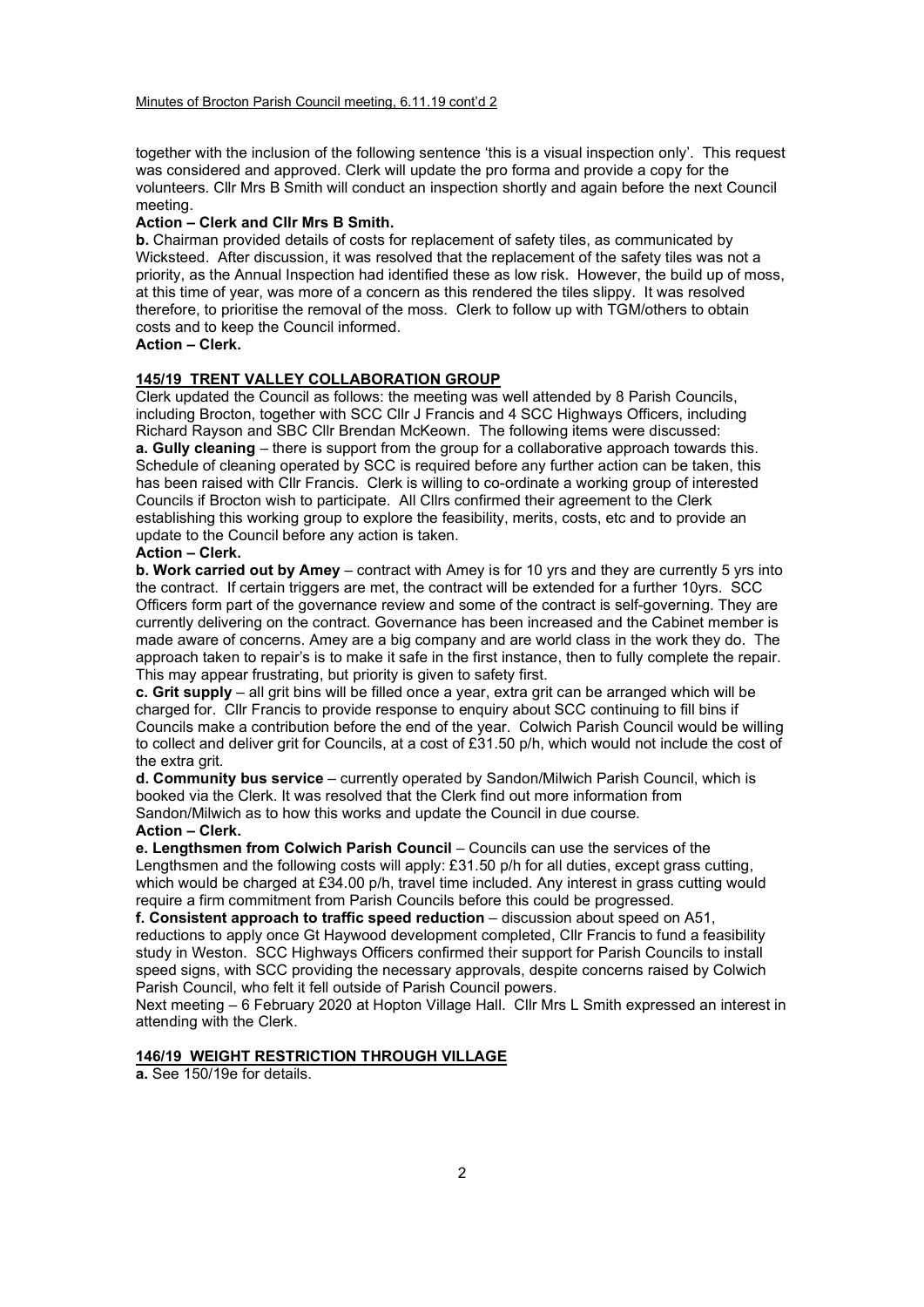together with the inclusion of the following sentence 'this is a visual inspection only'. This request was considered and approved. Clerk will update the pro forma and provide a copy for the volunteers. Cllr Mrs B Smith will conduct an inspection shortly and again before the next Council meeting.

**Action – Clerk and Cllr Mrs B Smith.**

**b.** Chairman provided details of costs for replacement of safety tiles, as communicated by Wicksteed. After discussion, it was resolved that the replacement of the safety tiles was not a priority, as the Annual Inspection had identified these as low risk. However, the build up of moss, at this time of year, was more of a concern as this rendered the tiles slippy. It was resolved therefore, to prioritise the removal of the moss. Clerk to follow up with TGM/others to obtain costs and to keep the Council informed.

**Action – Clerk.**

## 145/19 TRENT VALLEY COLLABORATION GROUP

Clerk updated the Council as follows: the meeting was well attended by 8 Parish Councils, including Brocton, together with SCC Cllr J Francis and 4 SCC Highways Officers, including Richard Rayson and SBC Cllr Brendan McKeown. The following items were discussed:

**a. Gully cleaning** – there is support from the group for a collaborative approach towards this. Schedule of cleaning operated by SCC is required before any further action can be taken, this has been raised with Cllr Francis. Clerk is willing to co-ordinate a working group of interested Councils if Brocton wish to participate. All Cllrs confirmed their agreement to the Clerk establishing this working group to explore the feasibility, merits, costs, etc and to provide an update to the Council before any action is taken.

**Action – Clerk.**

**b. Work carried out by Amey** – contract with Amey is for 10 yrs and they are currently 5 yrs into the contract. If certain triggers are met, the contract will be extended for a further 10yrs. SCC Officers form part of the governance review and some of the contract is self-governing. They are currently delivering on the contract. Governance has been increased and the Cabinet member is made aware of concerns. Amey are a big company and are world class in the work they do. The approach taken to repair's is to make it safe in the first instance, then to fully complete the repair. This may appear frustrating, but priority is given to safety first.

**c. Grit supply** – all grit bins will be filled once a year, extra grit can be arranged which will be charged for. Cllr Francis to provide response to enquiry about SCC continuing to fill bins if Councils make a contribution before the end of the year. Colwich Parish Council would be willing to collect and deliver grit for Councils, at a cost of £31.50 p/h, which would not include the cost of the extra grit.

**d. Community bus service** – currently operated by Sandon/Milwich Parish Council, which is booked via the Clerk. It was resolved that the Clerk find out more information from Sandon/Milwich as to how this works and update the Council in due course.

**Action – Clerk.**

**e. Lengthsmen from Colwich Parish Council** – Councils can use the services of the Lengthsmen and the following costs will apply: £31.50 p/h for all duties, except grass cutting, which would be charged at £34.00 p/h, travel time included. Any interest in grass cutting would require a firm commitment from Parish Councils before this could be progressed.

**f. Consistent approach to traffic speed reduction** – discussion about speed on A51, reductions to apply once Gt Haywood development completed, Cllr Francis to fund a feasibility study in Weston. SCC Highways Officers confirmed their support for Parish Councils to install speed signs, with SCC providing the necessary approvals, despite concerns raised by Colwich Parish Council, who felt it fell outside of Parish Council powers.

Next meeting – 6 February 2020 at Hopton Village Hall. Cllr Mrs L Smith expressed an interest in attending with the Clerk.

## 146/19 WEIGHT RESTRICTION THROUGH VILLAGE

**a.** See 150/19e for details.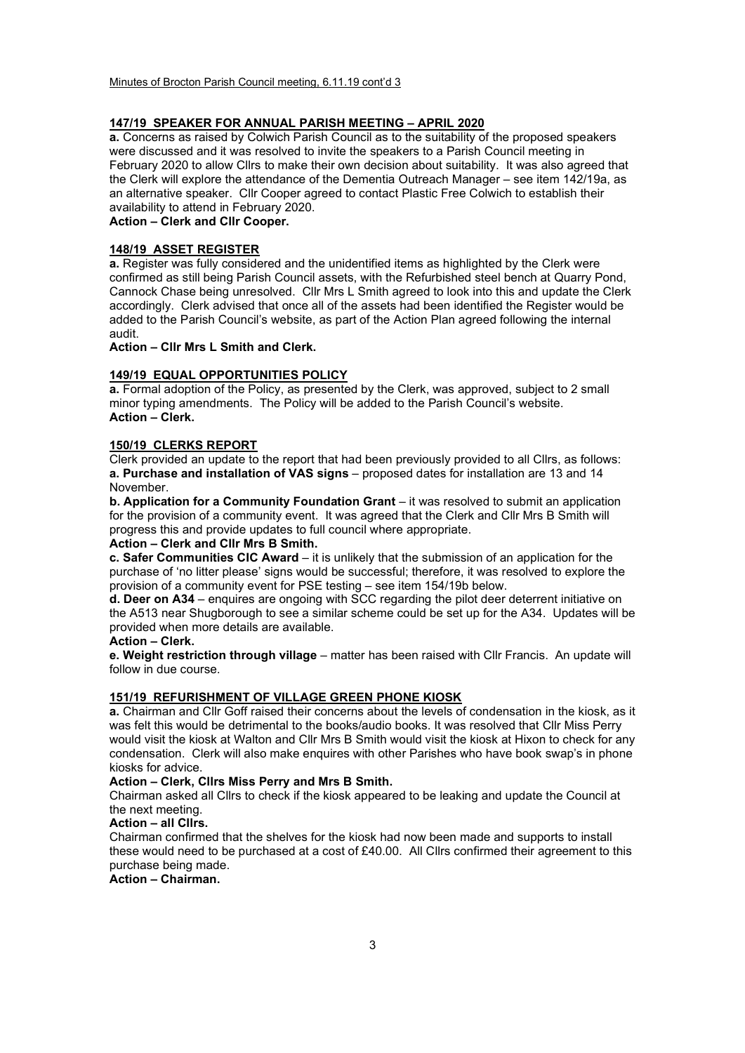Minutes of Brocton Parish Council meeting, 6.11.19 cont'd 3

## 147/19 SPEAKER FOR ANNUAL PARISH MEETING – APRIL 2020

**a.** Concerns as raised by Colwich Parish Council as to the suitability of the proposed speakers were discussed and it was resolved to invite the speakers to a Parish Council meeting in February 2020 to allow Cllrs to make their own decision about suitability. It was also agreed that the Clerk will explore the attendance of the Dementia Outreach Manager – see item 142/19a, as an alternative speaker. Cllr Cooper agreed to contact Plastic Free Colwich to establish their availability to attend in February 2020.
**Action – Clerk and Cllr Cooper.**

## 148/19 ASSET REGISTER

**a.** Register was fully considered and the unidentified items as highlighted by the Clerk were confirmed as still being Parish Council assets, with the Refurbished steel bench at Quarry Pond, Cannock Chase being unresolved. Cllr Mrs L Smith agreed to look into this and update the Clerk accordingly. Clerk advised that once all of the assets had been identified the Register would be added to the Parish Council's website, as part of the Action Plan agreed following the internal audit.
**Action – Cllr Mrs L Smith and Clerk.**

## 149/19 EQUAL OPPORTUNITIES POLICY

**a.** Formal adoption of the Policy, as presented by the Clerk, was approved, subject to 2 small minor typing amendments. The Policy will be added to the Parish Council's website.
**Action – Clerk.**

## 150/19 CLERKS REPORT

Clerk provided an update to the report that had been previously provided to all Cllrs, as follows:
**a. Purchase and installation of VAS signs** – proposed dates for installation are 13 and 14 November.
**b. Application for a Community Foundation Grant** – it was resolved to submit an application for the provision of a community event. It was agreed that the Clerk and Cllr Mrs B Smith will progress this and provide updates to full council where appropriate.
**Action – Clerk and Cllr Mrs B Smith.**
**c. Safer Communities CIC Award** – it is unlikely that the submission of an application for the purchase of 'no litter please' signs would be successful; therefore, it was resolved to explore the provision of a community event for PSE testing – see item 154/19b below.
**d. Deer on A34** – enquires are ongoing with SCC regarding the pilot deer deterrent initiative on the A513 near Shugborough to see a similar scheme could be set up for the A34. Updates will be provided when more details are available.
**Action – Clerk.**
**e. Weight restriction through village** – matter has been raised with Cllr Francis. An update will follow in due course.

## 151/19 REFURISHMENT OF VILLAGE GREEN PHONE KIOSK

**a.** Chairman and Cllr Goff raised their concerns about the levels of condensation in the kiosk, as it was felt this would be detrimental to the books/audio books. It was resolved that Cllr Miss Perry would visit the kiosk at Walton and Cllr Mrs B Smith would visit the kiosk at Hixon to check for any condensation. Clerk will also make enquires with other Parishes who have book swap's in phone kiosks for advice.
**Action – Clerk, Cllrs Miss Perry and Mrs B Smith.**
Chairman asked all Cllrs to check if the kiosk appeared to be leaking and update the Council at the next meeting.
**Action – all Cllrs.**
Chairman confirmed that the shelves for the kiosk had now been made and supports to install these would need to be purchased at a cost of £40.00. All Cllrs confirmed their agreement to this purchase being made.
**Action – Chairman.**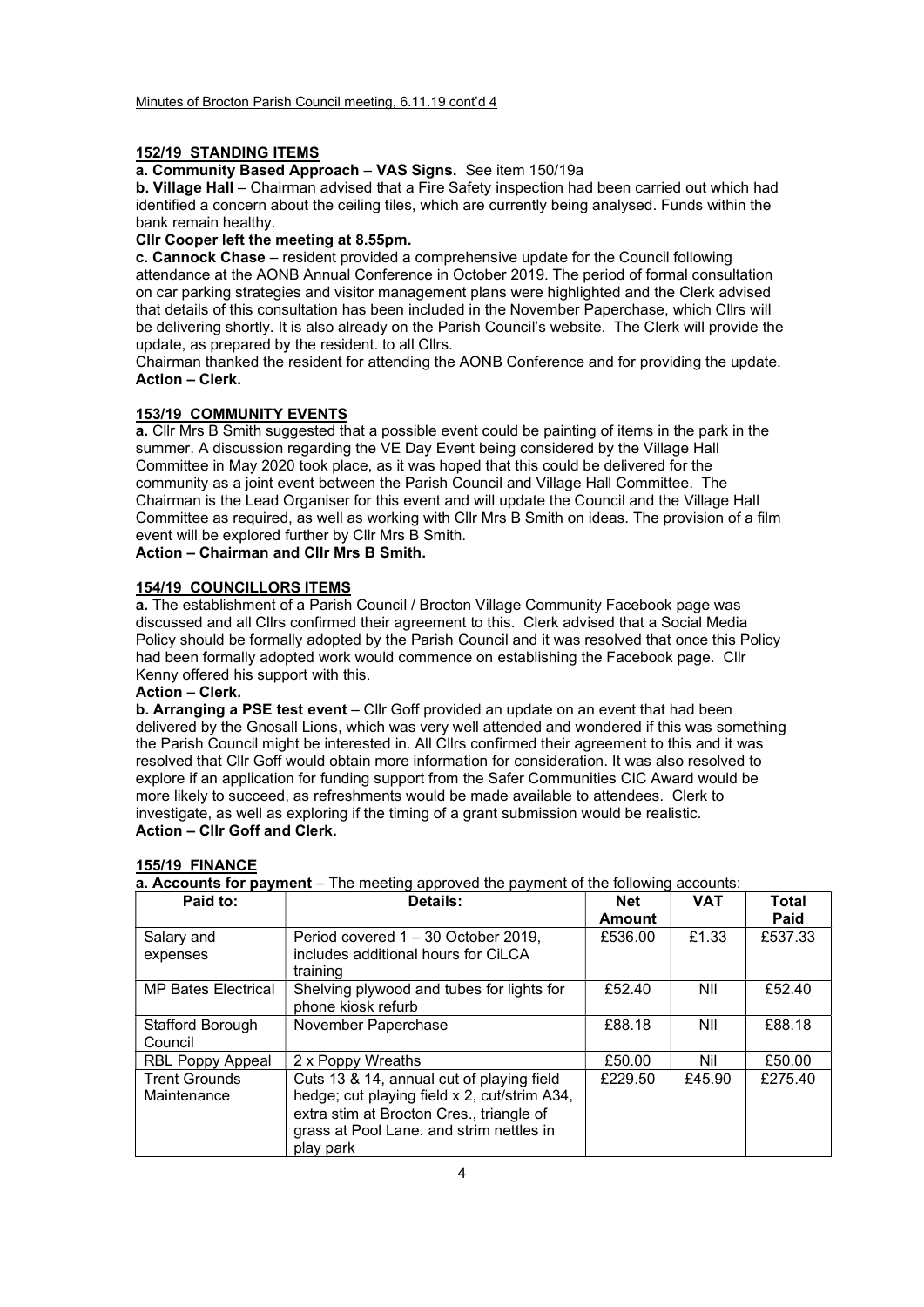Minutes of Brocton Parish Council meeting, 6.11.19 cont'd 4

## 152/19 STANDING ITEMS

**a. Community Based Approach** – **VAS Signs.** See item 150/19a

**b. Village Hall** – Chairman advised that a Fire Safety inspection had been carried out which had identified a concern about the ceiling tiles, which are currently being analysed. Funds within the bank remain healthy.

**Cllr Cooper left the meeting at 8.55pm.**

**c. Cannock Chase** – resident provided a comprehensive update for the Council following attendance at the AONB Annual Conference in October 2019. The period of formal consultation on car parking strategies and visitor management plans were highlighted and the Clerk advised that details of this consultation has been included in the November Paperchase, which Cllrs will be delivering shortly. It is also already on the Parish Council's website. The Clerk will provide the update, as prepared by the resident. to all Cllrs.

Chairman thanked the resident for attending the AONB Conference and for providing the update.

**Action – Clerk.**

## 153/19 COMMUNITY EVENTS

**a.** Cllr Mrs B Smith suggested that a possible event could be painting of items in the park in the summer. A discussion regarding the VE Day Event being considered by the Village Hall Committee in May 2020 took place, as it was hoped that this could be delivered for the community as a joint event between the Parish Council and Village Hall Committee. The Chairman is the Lead Organiser for this event and will update the Council and the Village Hall Committee as required, as well as working with Cllr Mrs B Smith on ideas. The provision of a film event will be explored further by Cllr Mrs B Smith.

**Action – Chairman and Cllr Mrs B Smith.**

## 154/19 COUNCILLORS ITEMS

**a.** The establishment of a Parish Council / Brocton Village Community Facebook page was discussed and all Cllrs confirmed their agreement to this. Clerk advised that a Social Media Policy should be formally adopted by the Parish Council and it was resolved that once this Policy had been formally adopted work would commence on establishing the Facebook page. Cllr Kenny offered his support with this.

**Action – Clerk.**

**b. Arranging a PSE test event** – Cllr Goff provided an update on an event that had been delivered by the Gnosall Lions, which was very well attended and wondered if this was something the Parish Council might be interested in. All Cllrs confirmed their agreement to this and it was resolved that Cllr Goff would obtain more information for consideration. It was also resolved to explore if an application for funding support from the Safer Communities CIC Award would be more likely to succeed, as refreshments would be made available to attendees. Clerk to investigate, as well as exploring if the timing of a grant submission would be realistic.

**Action – Cllr Goff and Clerk.**

## 155/19 FINANCE

**a. Accounts for payment** – The meeting approved the payment of the following accounts:

| Paid to: | Details: | Net Amount | VAT | Total Paid |
|---|---|---|---|---|
| Salary and expenses | Period covered 1 – 30 October 2019, includes additional hours for CiLCA training | £536.00 | £1.33 | £537.33 |
| MP Bates Electrical | Shelving plywood and tubes for lights for phone kiosk refurb | £52.40 | NIl | £52.40 |
| Stafford Borough Council | November Paperchase | £88.18 | NIl | £88.18 |
| RBL Poppy Appeal | 2 x Poppy Wreaths | £50.00 | Nil | £50.00 |
| Trent Grounds Maintenance | Cuts 13 & 14, annual cut of playing field hedge; cut playing field x 2, cut/strim A34, extra stim at Brocton Cres., triangle of grass at Pool Lane. and strim nettles in play park | £229.50 | £45.90 | £275.40 |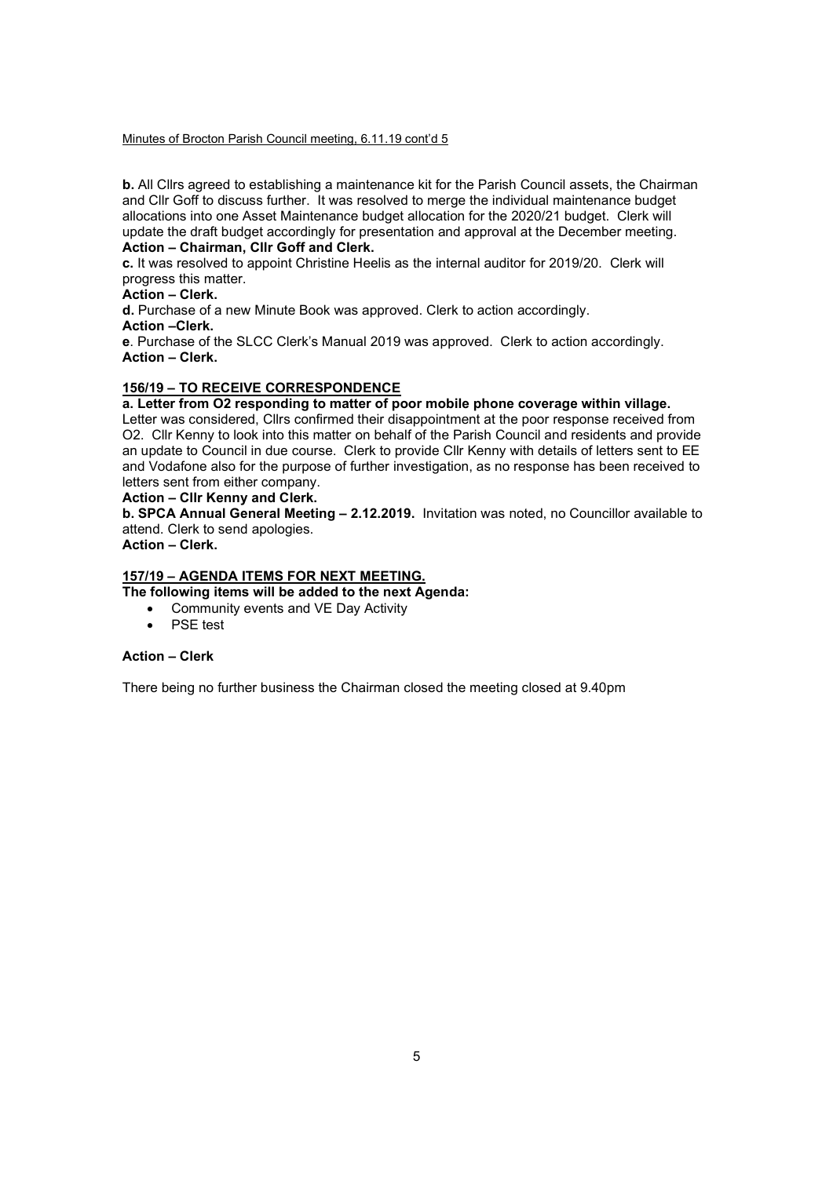**b.** All Cllrs agreed to establishing a maintenance kit for the Parish Council assets, the Chairman and Cllr Goff to discuss further. It was resolved to merge the individual maintenance budget allocations into one Asset Maintenance budget allocation for the 2020/21 budget. Clerk will update the draft budget accordingly for presentation and approval at the December meeting.
**Action – Chairman, Cllr Goff and Clerk.**

**c.** It was resolved to appoint Christine Heelis as the internal auditor for 2019/20. Clerk will progress this matter.
**Action – Clerk.**

**d.** Purchase of a new Minute Book was approved. Clerk to action accordingly.
**Action –Clerk.**

**e**. Purchase of the SLCC Clerk's Manual 2019 was approved. Clerk to action accordingly.
**Action – Clerk.**

## 156/19 – TO RECEIVE CORRESPONDENCE

**a. Letter from O2 responding to matter of poor mobile phone coverage within village.**
Letter was considered, Cllrs confirmed their disappointment at the poor response received from O2. Cllr Kenny to look into this matter on behalf of the Parish Council and residents and provide an update to Council in due course. Clerk to provide Cllr Kenny with details of letters sent to EE and Vodafone also for the purpose of further investigation, as no response has been received to letters sent from either company.
**Action – Cllr Kenny and Clerk.**

**b. SPCA Annual General Meeting – 2.12.2019.** Invitation was noted, no Councillor available to attend. Clerk to send apologies.
**Action – Clerk.**

## 157/19 – AGENDA ITEMS FOR NEXT MEETING.

**The following items will be added to the next Agenda:**

- Community events and VE Day Activity
- PSE test

**Action – Clerk**

There being no further business the Chairman closed the meeting closed at 9.40pm